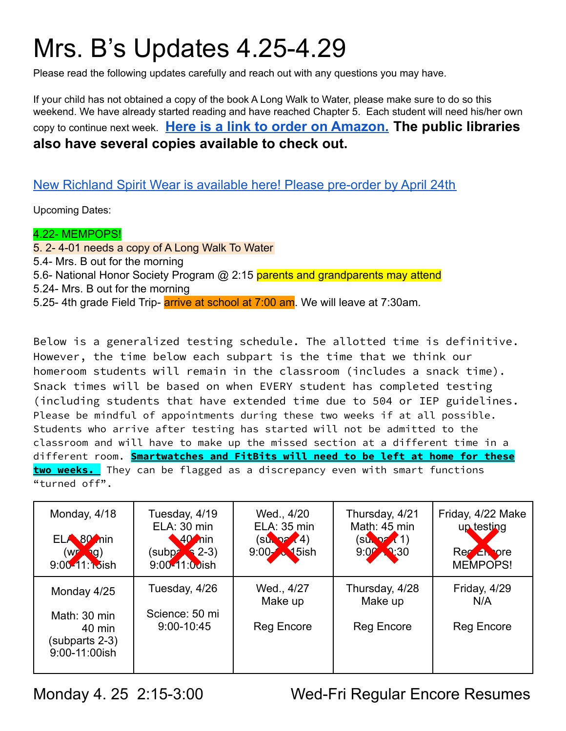# Mrs. B's Updates 4.25-4.29

Please read the following updates carefully and reach out with any questions you may have.

If your child has not obtained a copy of the book A Long Walk to Water, please make sure to do so this weekend. We have already started reading and have reached Chapter 5. Each student will need his/her own copy to continue next week. **Here is a link to order on Amazon.** **The public libraries also have several copies available to check out.**

New Richland Spirit Wear is available here! Please pre-order by April 24th

Upcoming Dates:

4.22- MEMPOPS!
5. 2- 4-01 needs a copy of A Long Walk To Water
5.4- Mrs. B out for the morning
5.6- National Honor Society Program @ 2:15 parents and grandparents may attend
5.24- Mrs. B out for the morning
5.25- 4th grade Field Trip- arrive at school at 7:00 am. We will leave at 7:30am.

Below is a generalized testing schedule. The allotted time is definitive. However, the time below each subpart is the time that we think our homeroom students will remain in the classroom (includes a snack time). Snack times will be based on when EVERY student has completed testing (including students that have extended time due to 504 or IEP guidelines. Please be mindful of appointments during these two weeks if at all possible. Students who arrive after testing has started will not be admitted to the classroom and will have to make up the missed section at a different time in a different room. **Smartwatches and FitBits will need to be left at home for these two weeks.** They can be flagged as a discrepancy even with smart functions "turned off".

| Monday, 4/18<br><br>ELA: 80 min<br>(writing)<br>9:00-11:15ish | Tuesday, 4/19<br>ELA: 30 min<br>40 min<br>(subparts 2-3)<br>9:00-11:00ish | Wed., 4/20<br>ELA: 35 min<br>(subpart 4)<br>9:00-10:15ish | Thursday, 4/21<br>Math: 45 min<br>(subpart 1)<br>9:00-10:30 | Friday, 4/22 Make up testing<br><br>Reg Encore<br>MEMPOPS! |
|---|---|---|---|---|
| Monday 4/25<br><br>Math: 30 min<br>40 min<br>(subparts 2-3)<br>9:00-11:00ish | Tuesday, 4/26<br><br>Science: 50 mi<br>9:00-10:45 | Wed., 4/27<br>Make up<br><br>Reg Encore | Thursday, 4/28<br>Make up<br><br>Reg Encore | Friday, 4/29<br>N/A<br><br>Reg Encore |

Monday 4. 25 2:15-3:00

Wed-Fri Regular Encore Resumes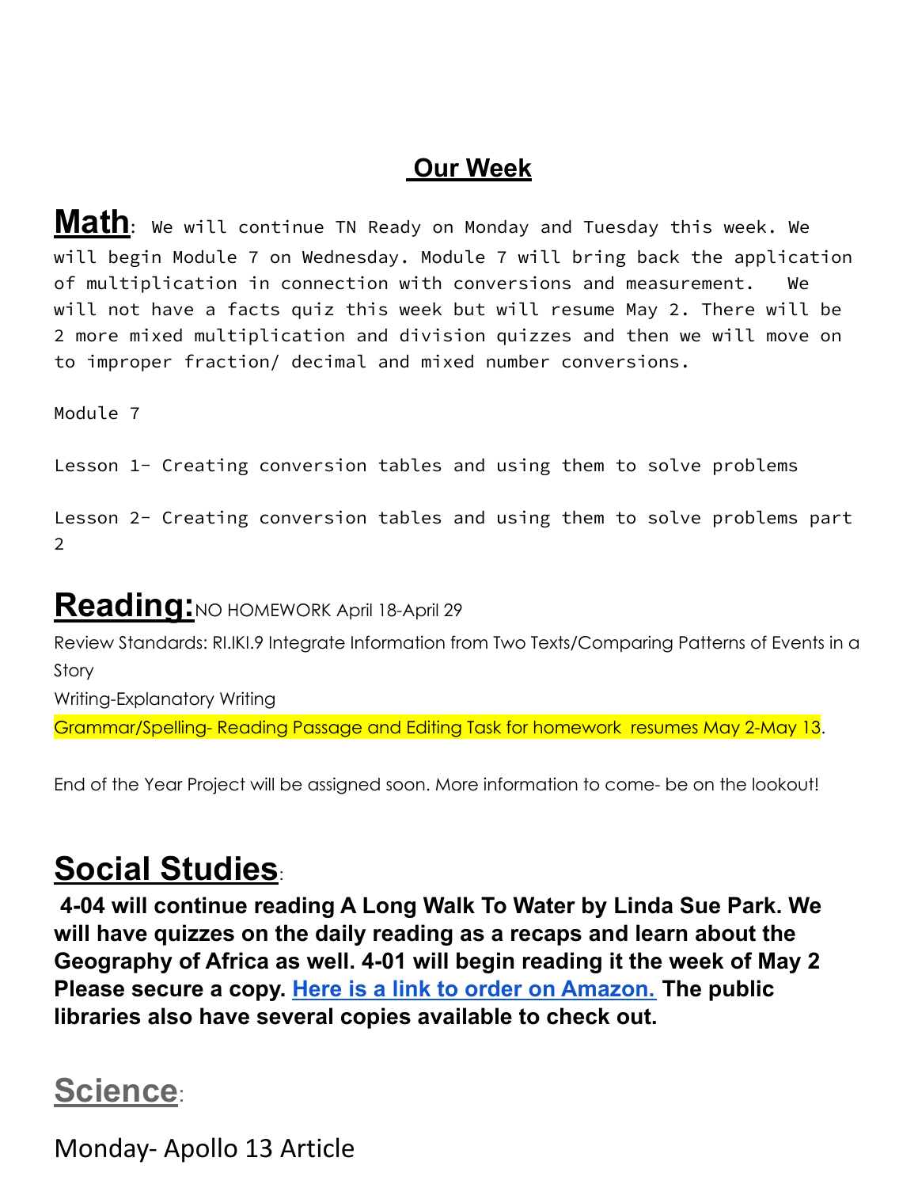## Our Week

**Math**: We will continue TN Ready on Monday and Tuesday this week. We will begin Module 7 on Wednesday. Module 7 will bring back the application of multiplication in connection with conversions and measurement. We will not have a facts quiz this week but will resume May 2. There will be 2 more mixed multiplication and division quizzes and then we will move on to improper fraction/ decimal and mixed number conversions.

Module 7

Lesson 1- Creating conversion tables and using them to solve problems

Lesson 2- Creating conversion tables and using them to solve problems part 2

**Reading:** NO HOMEWORK April 18-April 29

Review Standards: RI.IKI.9 Integrate Information from Two Texts/Comparing Patterns of Events in a Story

Writing-Explanatory Writing

Grammar/Spelling- Reading Passage and Editing Task for homework resumes May 2-May 13.

End of the Year Project will be assigned soon. More information to come- be on the lookout!

**Social Studies**:

**4-04 will continue reading A Long Walk To Water by Linda Sue Park. We will have quizzes on the daily reading as a recaps and learn about the Geography of Africa as well. 4-01 will begin reading it the week of May 2 Please secure a copy. Here is a link to order on Amazon. The public libraries also have several copies available to check out.**

**Science**:

Monday- Apollo 13 Article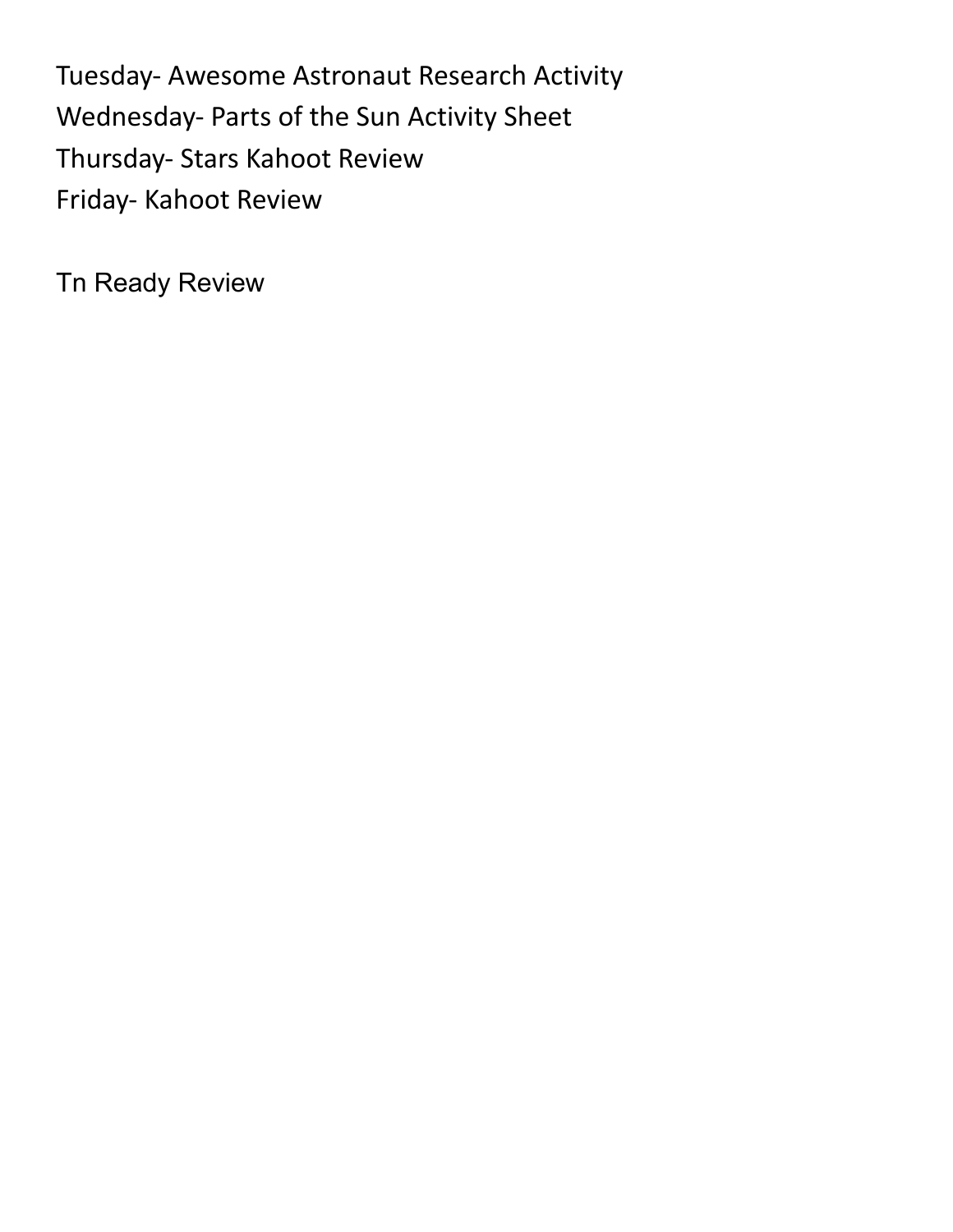Tuesday- Awesome Astronaut Research Activity
Wednesday- Parts of the Sun Activity Sheet
Thursday- Stars Kahoot Review
Friday- Kahoot Review

Tn Ready Review